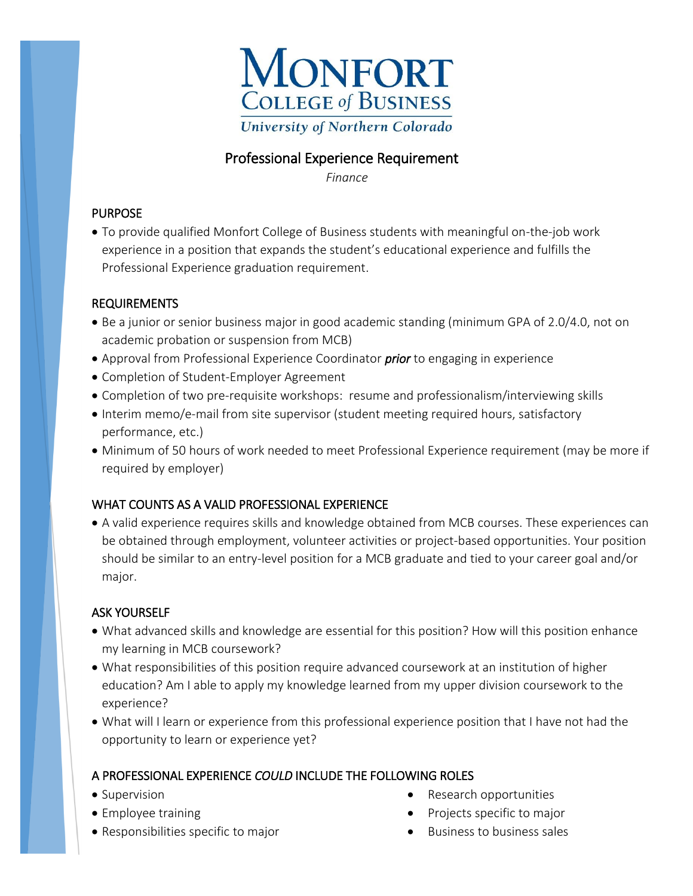# Monfort College of Business

University of Northern Colorado

## Professional Experience Requirement

*Finance*

### PURPOSE

- To provide qualified Monfort College of Business students with meaningful on-the-job work experience in a position that expands the student's educational experience and fulfills the Professional Experience graduation requirement.

### REQUIREMENTS

- Be a junior or senior business major in good academic standing (minimum GPA of 2.0/4.0, not on academic probation or suspension from MCB)
- Approval from Professional Experience Coordinator ***prior*** to engaging in experience
- Completion of Student-Employer Agreement
- Completion of two pre-requisite workshops: resume and professionalism/interviewing skills
- Interim memo/e-mail from site supervisor (student meeting required hours, satisfactory performance, etc.)
- Minimum of 50 hours of work needed to meet Professional Experience requirement (may be more if required by employer)

### WHAT COUNTS AS A VALID PROFESSIONAL EXPERIENCE

- A valid experience requires skills and knowledge obtained from MCB courses. These experiences can be obtained through employment, volunteer activities or project-based opportunities. Your position should be similar to an entry-level position for a MCB graduate and tied to your career goal and/or major.

### ASK YOURSELF

- What advanced skills and knowledge are essential for this position? How will this position enhance my learning in MCB coursework?
- What responsibilities of this position require advanced coursework at an institution of higher education? Am I able to apply my knowledge learned from my upper division coursework to the experience?
- What will I learn or experience from this professional experience position that I have not had the opportunity to learn or experience yet?

### A PROFESSIONAL EXPERIENCE *COULD* INCLUDE THE FOLLOWING ROLES

- Supervision
- Employee training
- Responsibilities specific to major
- Research opportunities
- Projects specific to major
- Business to business sales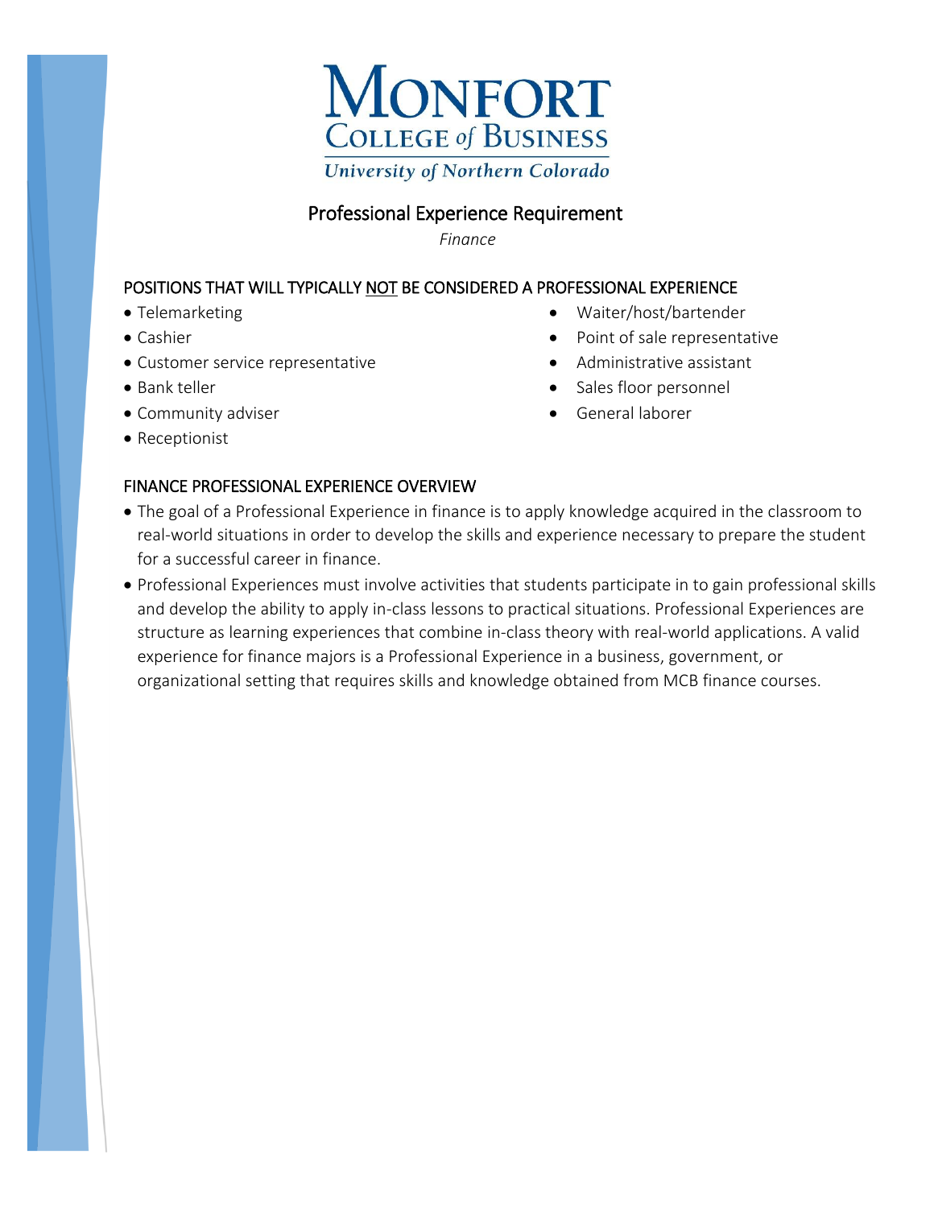# Monfort College of Business

University of Northern Colorado

## Professional Experience Requirement

*Finance*

### POSITIONS THAT WILL TYPICALLY NOT BE CONSIDERED A PROFESSIONAL EXPERIENCE

- Telemarketing
- Cashier
- Customer service representative
- Bank teller
- Community adviser
- Receptionist
- Waiter/host/bartender
- Point of sale representative
- Administrative assistant
- Sales floor personnel
- General laborer

### FINANCE PROFESSIONAL EXPERIENCE OVERVIEW

- The goal of a Professional Experience in finance is to apply knowledge acquired in the classroom to real-world situations in order to develop the skills and experience necessary to prepare the student for a successful career in finance.
- Professional Experiences must involve activities that students participate in to gain professional skills and develop the ability to apply in-class lessons to practical situations. Professional Experiences are structure as learning experiences that combine in-class theory with real-world applications. A valid experience for finance majors is a Professional Experience in a business, government, or organizational setting that requires skills and knowledge obtained from MCB finance courses.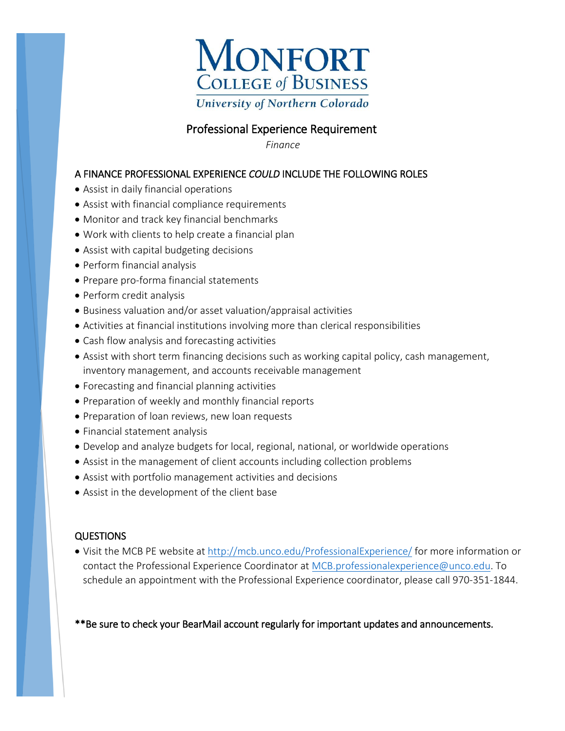# Monfort College of Business

University of Northern Colorado

## Professional Experience Requirement

*Finance*

### A FINANCE PROFESSIONAL EXPERIENCE *COULD* INCLUDE THE FOLLOWING ROLES

- Assist in daily financial operations
- Assist with financial compliance requirements
- Monitor and track key financial benchmarks
- Work with clients to help create a financial plan
- Assist with capital budgeting decisions
- Perform financial analysis
- Prepare pro-forma financial statements
- Perform credit analysis
- Business valuation and/or asset valuation/appraisal activities
- Activities at financial institutions involving more than clerical responsibilities
- Cash flow analysis and forecasting activities
- Assist with short term financing decisions such as working capital policy, cash management, inventory management, and accounts receivable management
- Forecasting and financial planning activities
- Preparation of weekly and monthly financial reports
- Preparation of loan reviews, new loan requests
- Financial statement analysis
- Develop and analyze budgets for local, regional, national, or worldwide operations
- Assist in the management of client accounts including collection problems
- Assist with portfolio management activities and decisions
- Assist in the development of the client base

### QUESTIONS

- Visit the MCB PE website at http://mcb.unco.edu/ProfessionalExperience/ for more information or contact the Professional Experience Coordinator at MCB.professionalexperience@unco.edu. To schedule an appointment with the Professional Experience coordinator, please call 970-351-1844.

**Be sure to check your BearMail account regularly for important updates and announcements.